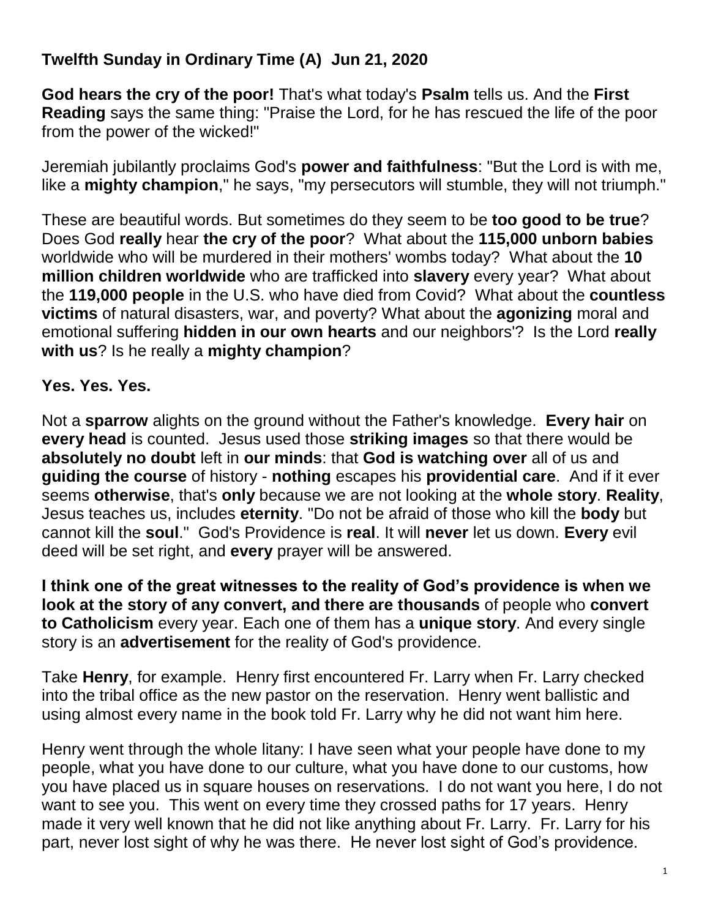**Twelfth Sunday in Ordinary Time (A) Jun 21, 2020**

**God hears the cry of the poor!** That's what today's **Psalm** tells us. And the **First Reading** says the same thing: "Praise the Lord, for he has rescued the life of the poor from the power of the wicked!"

Jeremiah jubilantly proclaims God's **power and faithfulness**: "But the Lord is with me, like a **mighty champion**," he says, "my persecutors will stumble, they will not triumph."

These are beautiful words. But sometimes do they seem to be **too good to be true**? Does God **really** hear **the cry of the poor**? What about the **115,000 unborn babies** worldwide who will be murdered in their mothers' wombs today? What about the **10 million children worldwide** who are trafficked into **slavery** every year? What about the **119,000 people** in the U.S. who have died from Covid? What about the **countless victims** of natural disasters, war, and poverty? What about the **agonizing** moral and emotional suffering **hidden in our own hearts** and our neighbors'? Is the Lord **really with us**? Is he really a **mighty champion**?

**Yes. Yes. Yes.**

Not a **sparrow** alights on the ground without the Father's knowledge. **Every hair** on **every head** is counted. Jesus used those **striking images** so that there would be **absolutely no doubt** left in **our minds**: that **God is watching over** all of us and **guiding the course** of history - **nothing** escapes his **providential care**. And if it ever seems **otherwise**, that's **only** because we are not looking at the **whole story**. **Reality**, Jesus teaches us, includes **eternity**. "Do not be afraid of those who kill the **body** but cannot kill the **soul**." God's Providence is **real**. It will **never** let us down. **Every** evil deed will be set right, and **every** prayer will be answered.

**I think one of the great witnesses to the reality of God's providence is when we look at the story of any convert, and there are thousands** of people who **convert to Catholicism** every year. Each one of them has a **unique story**. And every single story is an **advertisement** for the reality of God's providence.

Take **Henry**, for example. Henry first encountered Fr. Larry when Fr. Larry checked into the tribal office as the new pastor on the reservation. Henry went ballistic and using almost every name in the book told Fr. Larry why he did not want him here.

Henry went through the whole litany: I have seen what your people have done to my people, what you have done to our culture, what you have done to our customs, how you have placed us in square houses on reservations. I do not want you here, I do not want to see you. This went on every time they crossed paths for 17 years. Henry made it very well known that he did not like anything about Fr. Larry. Fr. Larry for his part, never lost sight of why he was there. He never lost sight of God's providence.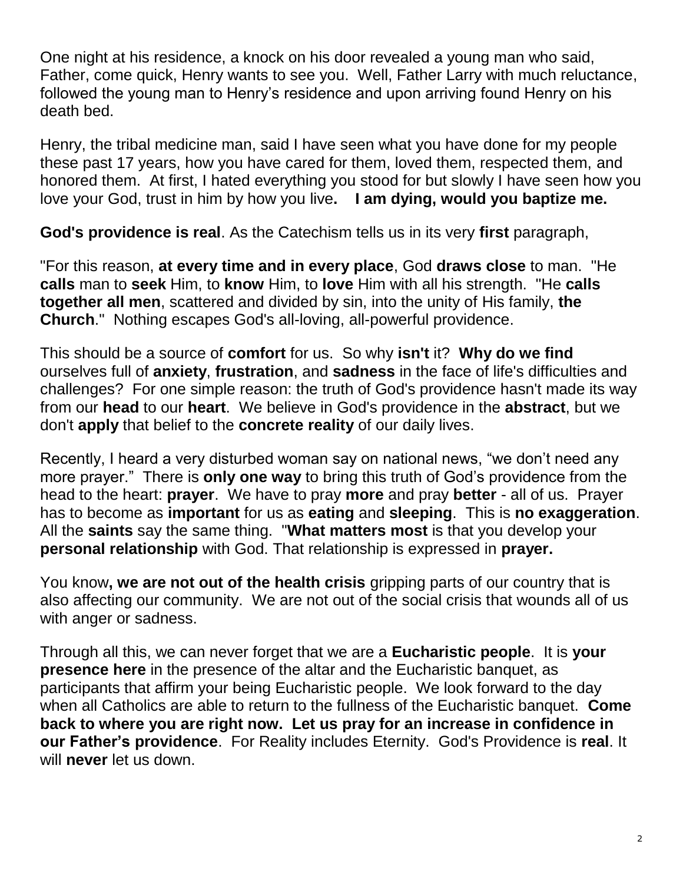One night at his residence, a knock on his door revealed a young man who said, Father, come quick, Henry wants to see you. Well, Father Larry with much reluctance, followed the young man to Henry's residence and upon arriving found Henry on his death bed.

Henry, the tribal medicine man, said I have seen what you have done for my people these past 17 years, how you have cared for them, loved them, respected them, and honored them. At first, I hated everything you stood for but slowly I have seen how you love your God, trust in him by how you live**. I am dying, would you baptize me.**

**God's providence is real**. As the Catechism tells us in its very **first** paragraph,

"For this reason, **at every time and in every place**, God **draws close** to man. "He **calls** man to **seek** Him, to **know** Him, to **love** Him with all his strength. "He **calls together all men**, scattered and divided by sin, into the unity of His family, **the Church**." Nothing escapes God's all-loving, all-powerful providence.

This should be a source of **comfort** for us. So why **isn't** it? **Why do we find** ourselves full of **anxiety**, **frustration**, and **sadness** in the face of life's difficulties and challenges? For one simple reason: the truth of God's providence hasn't made its way from our **head** to our **heart**. We believe in God's providence in the **abstract**, but we don't **apply** that belief to the **concrete reality** of our daily lives.

Recently, I heard a very disturbed woman say on national news, "we don't need any more prayer." There is **only one way** to bring this truth of God's providence from the head to the heart: **prayer**. We have to pray **more** and pray **better** - all of us. Prayer has to become as **important** for us as **eating** and **sleeping**. This is **no exaggeration**. All the **saints** say the same thing. "**What matters most** is that you develop your **personal relationship** with God. That relationship is expressed in **prayer.**

You know**, we are not out of the health crisis** gripping parts of our country that is also affecting our community. We are not out of the social crisis that wounds all of us with anger or sadness.

Through all this, we can never forget that we are a **Eucharistic people**. It is **your presence here** in the presence of the altar and the Eucharistic banquet, as participants that affirm your being Eucharistic people. We look forward to the day when all Catholics are able to return to the fullness of the Eucharistic banquet. **Come back to where you are right now. Let us pray for an increase in confidence in our Father's providence**. For Reality includes Eternity. God's Providence is **real**. It will **never** let us down.